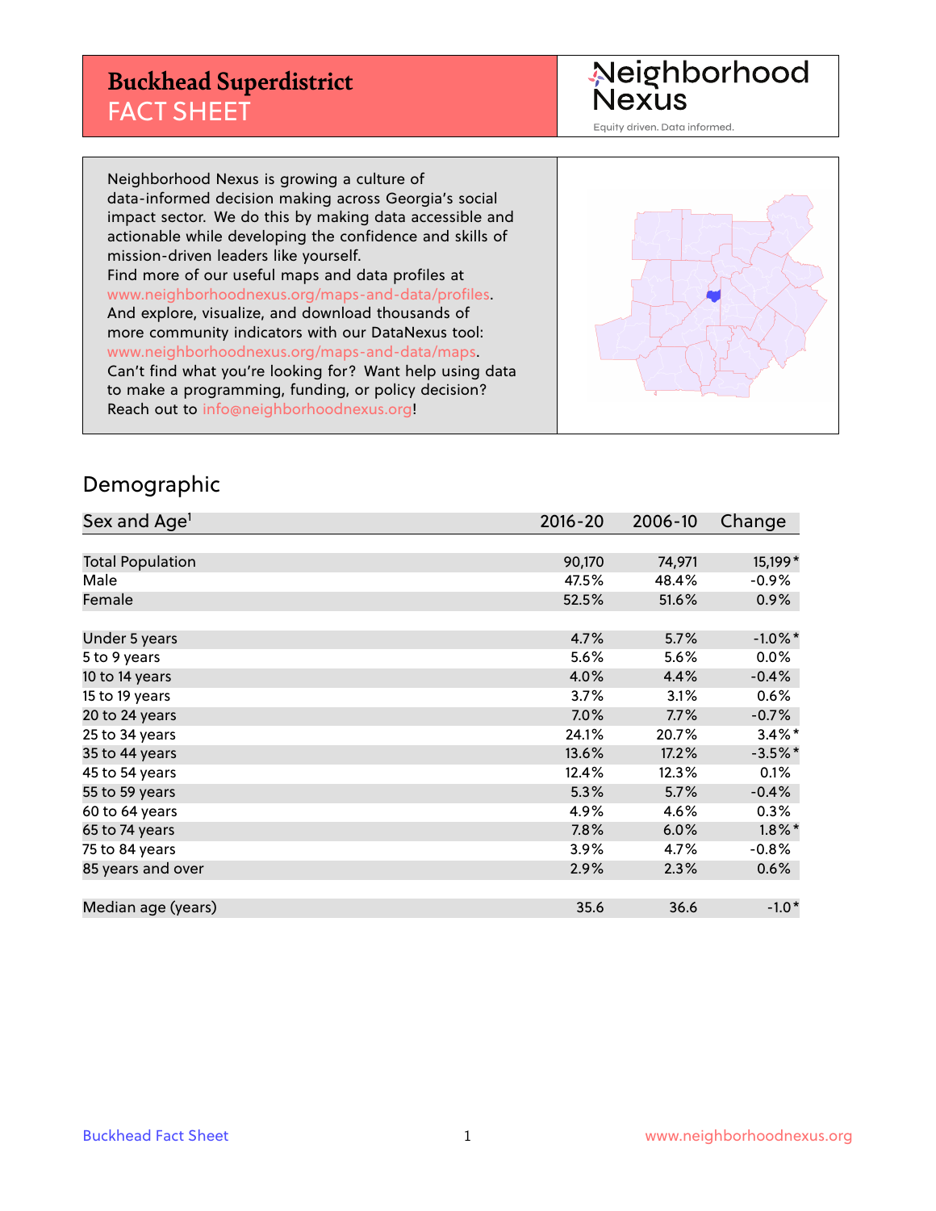# Buckhead Superdistrict
## FACT SHEET

Neighborhood Nexus

Equity driven. Data informed.

Neighborhood Nexus is growing a culture of data-informed decision making across Georgia's social impact sector. We do this by making data accessible and actionable while developing the confidence and skills of mission-driven leaders like yourself.
Find more of our useful maps and data profiles at www.neighborhoodnexus.org/maps-and-data/profiles.
And explore, visualize, and download thousands of more community indicators with our DataNexus tool: www.neighborhoodnexus.org/maps-and-data/maps.
Can't find what you're looking for? Want help using data to make a programming, funding, or policy decision? Reach out to info@neighborhoodnexus.org!

## Demographic

| Sex and Age[1] | 2016-20 | 2006-10 | Change |
|---|---|---|---|
| Total Population | 90,170 | 74,971 | 15,199* |
| Male | 47.5% | 48.4% | -0.9% |
| Female | 52.5% | 51.6% | 0.9% |
| | | | |
| Under 5 years | 4.7% | 5.7% | -1.0%* |
| 5 to 9 years | 5.6% | 5.6% | 0.0% |
| 10 to 14 years | 4.0% | 4.4% | -0.4% |
| 15 to 19 years | 3.7% | 3.1% | 0.6% |
| 20 to 24 years | 7.0% | 7.7% | -0.7% |
| 25 to 34 years | 24.1% | 20.7% | 3.4%* |
| 35 to 44 years | 13.6% | 17.2% | -3.5%* |
| 45 to 54 years | 12.4% | 12.3% | 0.1% |
| 55 to 59 years | 5.3% | 5.7% | -0.4% |
| 60 to 64 years | 4.9% | 4.6% | 0.3% |
| 65 to 74 years | 7.8% | 6.0% | 1.8%* |
| 75 to 84 years | 3.9% | 4.7% | -0.8% |
| 85 years and over | 2.9% | 2.3% | 0.6% |
| | | | |
| Median age (years) | 35.6 | 36.6 | -1.0* |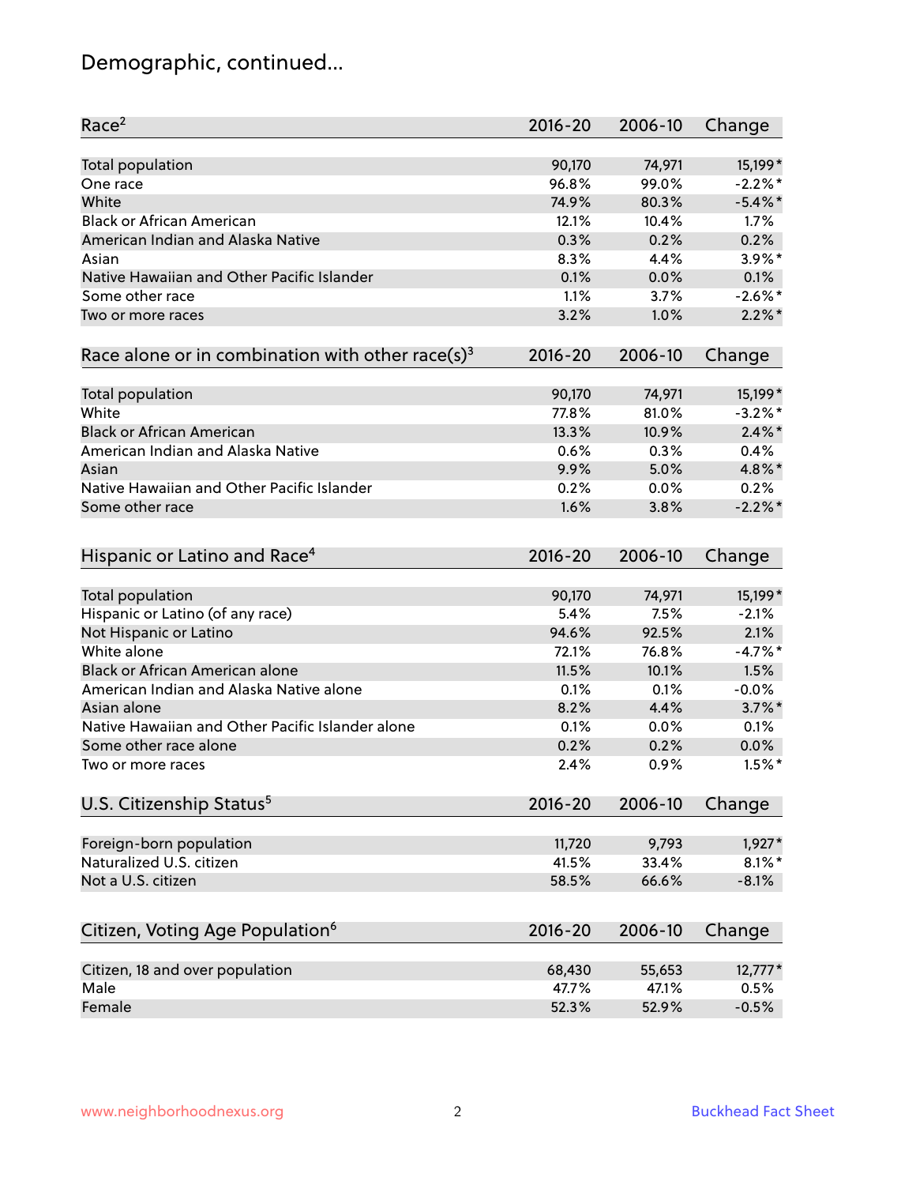# Demographic, continued...

| Race[2] | 2016-20 | 2006-10 | Change |
| --- | --- | --- | --- |
| Total population | 90,170 | 74,971 | 15,199* |
| One race | 96.8% | 99.0% | -2.2%* |
| White | 74.9% | 80.3% | -5.4%* |
| Black or African American | 12.1% | 10.4% | 1.7% |
| American Indian and Alaska Native | 0.3% | 0.2% | 0.2% |
| Asian | 8.3% | 4.4% | 3.9%* |
| Native Hawaiian and Other Pacific Islander | 0.1% | 0.0% | 0.1% |
| Some other race | 1.1% | 3.7% | -2.6%* |
| Two or more races | 3.2% | 1.0% | 2.2%* |

| Race alone or in combination with other race(s)[3] | 2016-20 | 2006-10 | Change |
| --- | --- | --- | --- |
| Total population | 90,170 | 74,971 | 15,199* |
| White | 77.8% | 81.0% | -3.2%* |
| Black or African American | 13.3% | 10.9% | 2.4%* |
| American Indian and Alaska Native | 0.6% | 0.3% | 0.4% |
| Asian | 9.9% | 5.0% | 4.8%* |
| Native Hawaiian and Other Pacific Islander | 0.2% | 0.0% | 0.2% |
| Some other race | 1.6% | 3.8% | -2.2%* |

| Hispanic or Latino and Race[4] | 2016-20 | 2006-10 | Change |
| --- | --- | --- | --- |
| Total population | 90,170 | 74,971 | 15,199* |
| Hispanic or Latino (of any race) | 5.4% | 7.5% | -2.1% |
| Not Hispanic or Latino | 94.6% | 92.5% | 2.1% |
| White alone | 72.1% | 76.8% | -4.7%* |
| Black or African American alone | 11.5% | 10.1% | 1.5% |
| American Indian and Alaska Native alone | 0.1% | 0.1% | -0.0% |
| Asian alone | 8.2% | 4.4% | 3.7%* |
| Native Hawaiian and Other Pacific Islander alone | 0.1% | 0.0% | 0.1% |
| Some other race alone | 0.2% | 0.2% | 0.0% |
| Two or more races | 2.4% | 0.9% | 1.5%* |

| U.S. Citizenship Status[5] | 2016-20 | 2006-10 | Change |
| --- | --- | --- | --- |
| Foreign-born population | 11,720 | 9,793 | 1,927* |
| Naturalized U.S. citizen | 41.5% | 33.4% | 8.1%* |
| Not a U.S. citizen | 58.5% | 66.6% | -8.1% |

| Citizen, Voting Age Population[6] | 2016-20 | 2006-10 | Change |
| --- | --- | --- | --- |
| Citizen, 18 and over population | 68,430 | 55,653 | 12,777* |
| Male | 47.7% | 47.1% | 0.5% |
| Female | 52.3% | 52.9% | -0.5% |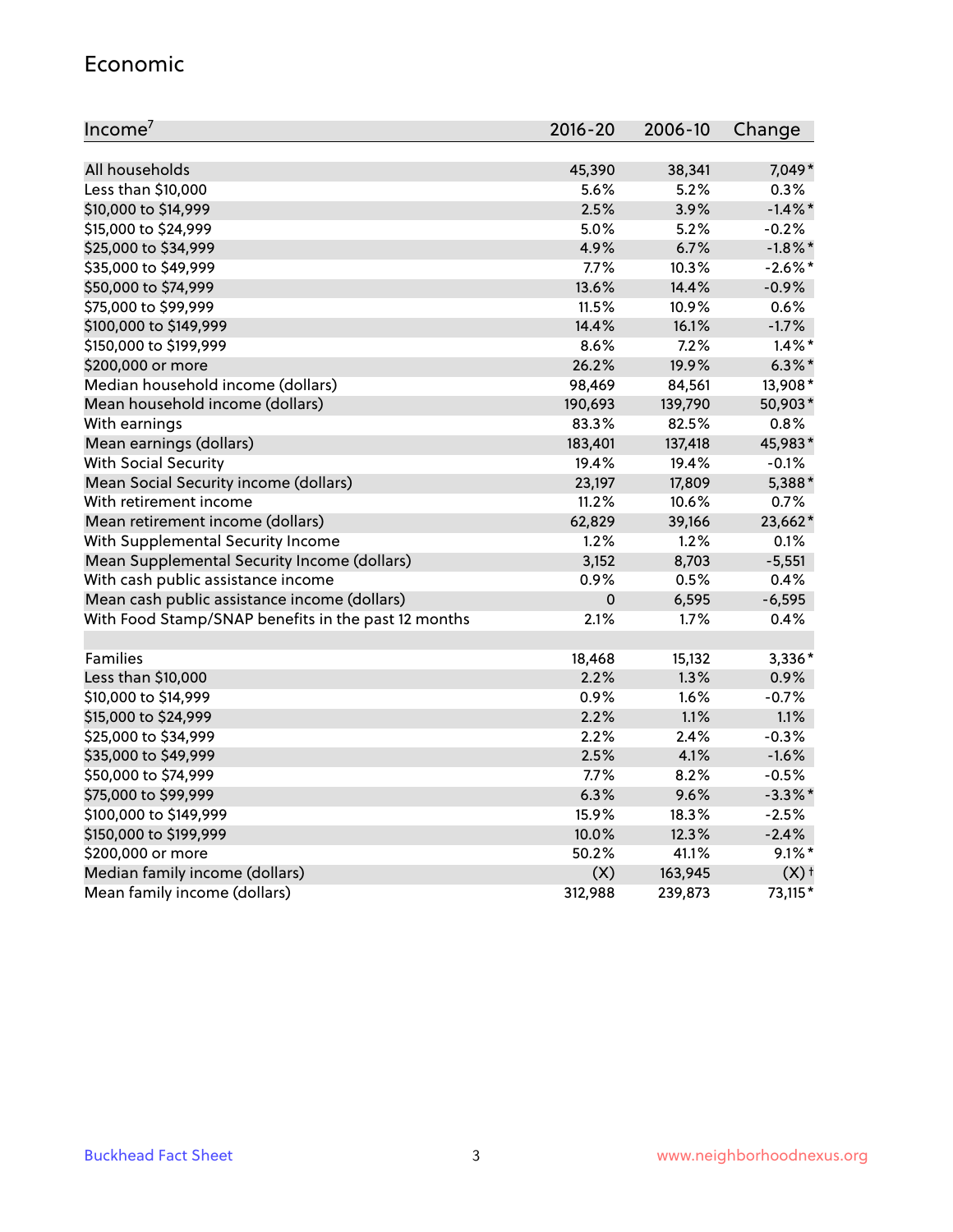## Economic

| Income[7] | 2016-20 | 2006-10 | Change |
|---|---|---|---|
| All households | 45,390 | 38,341 | 7,049* |
| Less than $10,000 | 5.6% | 5.2% | 0.3% |
| $10,000 to $14,999 | 2.5% | 3.9% | -1.4%* |
| $15,000 to $24,999 | 5.0% | 5.2% | -0.2% |
| $25,000 to $34,999 | 4.9% | 6.7% | -1.8%* |
| $35,000 to $49,999 | 7.7% | 10.3% | -2.6%* |
| $50,000 to $74,999 | 13.6% | 14.4% | -0.9% |
| $75,000 to $99,999 | 11.5% | 10.9% | 0.6% |
| $100,000 to $149,999 | 14.4% | 16.1% | -1.7% |
| $150,000 to $199,999 | 8.6% | 7.2% | 1.4%* |
| $200,000 or more | 26.2% | 19.9% | 6.3%* |
| Median household income (dollars) | 98,469 | 84,561 | 13,908* |
| Mean household income (dollars) | 190,693 | 139,790 | 50,903* |
| With earnings | 83.3% | 82.5% | 0.8% |
| Mean earnings (dollars) | 183,401 | 137,418 | 45,983* |
| With Social Security | 19.4% | 19.4% | -0.1% |
| Mean Social Security income (dollars) | 23,197 | 17,809 | 5,388* |
| With retirement income | 11.2% | 10.6% | 0.7% |
| Mean retirement income (dollars) | 62,829 | 39,166 | 23,662* |
| With Supplemental Security Income | 1.2% | 1.2% | 0.1% |
| Mean Supplemental Security Income (dollars) | 3,152 | 8,703 | -5,551 |
| With cash public assistance income | 0.9% | 0.5% | 0.4% |
| Mean cash public assistance income (dollars) | 0 | 6,595 | -6,595 |
| With Food Stamp/SNAP benefits in the past 12 months | 2.1% | 1.7% | 0.4% |
| | | | |
| Families | 18,468 | 15,132 | 3,336* |
| Less than $10,000 | 2.2% | 1.3% | 0.9% |
| $10,000 to $14,999 | 0.9% | 1.6% | -0.7% |
| $15,000 to $24,999 | 2.2% | 1.1% | 1.1% |
| $25,000 to $34,999 | 2.2% | 2.4% | -0.3% |
| $35,000 to $49,999 | 2.5% | 4.1% | -1.6% |
| $50,000 to $74,999 | 7.7% | 8.2% | -0.5% |
| $75,000 to $99,999 | 6.3% | 9.6% | -3.3%* |
| $100,000 to $149,999 | 15.9% | 18.3% | -2.5% |
| $150,000 to $199,999 | 10.0% | 12.3% | -2.4% |
| $200,000 or more | 50.2% | 41.1% | 9.1%* |
| Median family income (dollars) | (X) | 163,945 | (X)† |
| Mean family income (dollars) | 312,988 | 239,873 | 73,115* |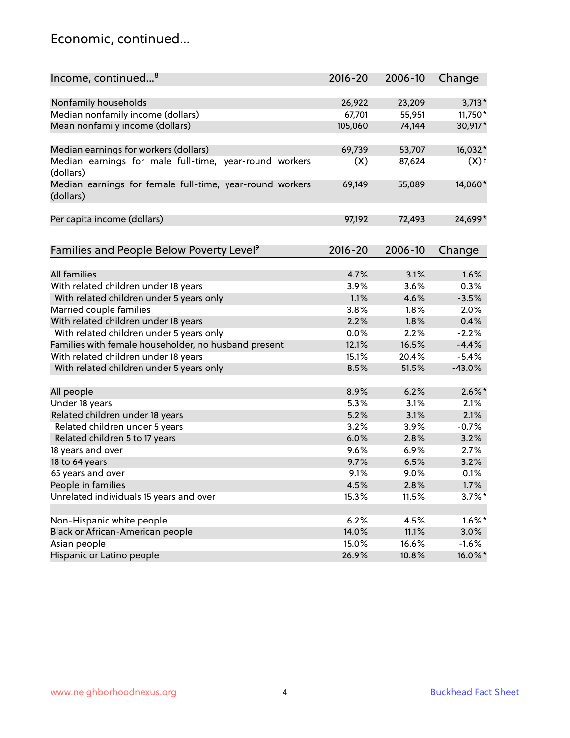## Economic, continued...

| Income, continued...[8] | 2016-20 | 2006-10 | Change |
|---|---|---|---|
| Nonfamily households | 26,922 | 23,209 | 3,713* |
| Median nonfamily income (dollars) | 67,701 | 55,951 | 11,750* |
| Mean nonfamily income (dollars) | 105,060 | 74,144 | 30,917* |
| | | | |
| Median earnings for workers (dollars) | 69,739 | 53,707 | 16,032* |
| Median earnings for male full-time, year-round workers (dollars) | (X) | 87,624 | (X)† |
| Median earnings for female full-time, year-round workers (dollars) | 69,149 | 55,089 | 14,060* |
| | | | |
| Per capita income (dollars) | 97,192 | 72,493 | 24,699* |

| Families and People Below Poverty Level[9] | 2016-20 | 2006-10 | Change |
|---|---|---|---|
| All families | 4.7% | 3.1% | 1.6% |
| With related children under 18 years | 3.9% | 3.6% | 0.3% |
| With related children under 5 years only | 1.1% | 4.6% | -3.5% |
| Married couple families | 3.8% | 1.8% | 2.0% |
| With related children under 18 years | 2.2% | 1.8% | 0.4% |
| With related children under 5 years only | 0.0% | 2.2% | -2.2% |
| Families with female householder, no husband present | 12.1% | 16.5% | -4.4% |
| With related children under 18 years | 15.1% | 20.4% | -5.4% |
| With related children under 5 years only | 8.5% | 51.5% | -43.0% |
| | | | |
| All people | 8.9% | 6.2% | 2.6%* |
| Under 18 years | 5.3% | 3.1% | 2.1% |
| Related children under 18 years | 5.2% | 3.1% | 2.1% |
| Related children under 5 years | 3.2% | 3.9% | -0.7% |
| Related children 5 to 17 years | 6.0% | 2.8% | 3.2% |
| 18 years and over | 9.6% | 6.9% | 2.7% |
| 18 to 64 years | 9.7% | 6.5% | 3.2% |
| 65 years and over | 9.1% | 9.0% | 0.1% |
| People in families | 4.5% | 2.8% | 1.7% |
| Unrelated individuals 15 years and over | 15.3% | 11.5% | 3.7%* |
| | | | |
| Non-Hispanic white people | 6.2% | 4.5% | 1.6%* |
| Black or African-American people | 14.0% | 11.1% | 3.0% |
| Asian people | 15.0% | 16.6% | -1.6% |
| Hispanic or Latino people | 26.9% | 10.8% | 16.0%* |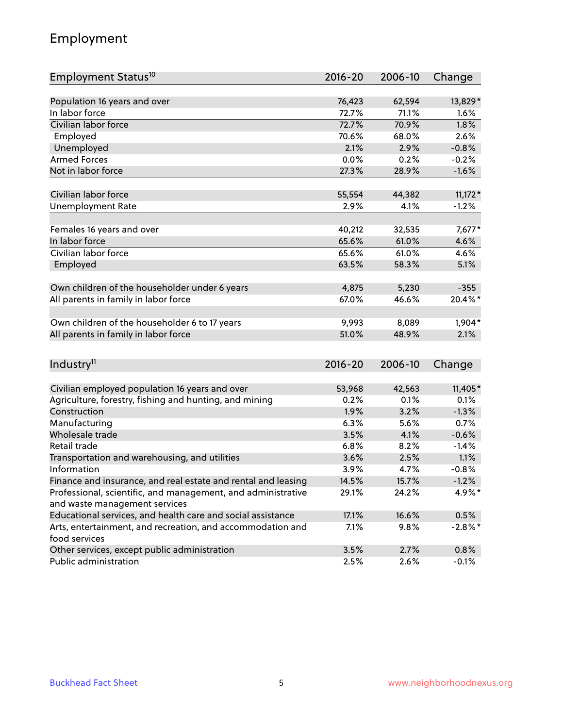# Employment

| Employment Status[10] | 2016-20 | 2006-10 | Change |
|---|---|---|---|
| Population 16 years and over | 76,423 | 62,594 | 13,829* |
| In labor force | 72.7% | 71.1% | 1.6% |
| Civilian labor force | 72.7% | 70.9% | 1.8% |
| Employed | 70.6% | 68.0% | 2.6% |
| Unemployed | 2.1% | 2.9% | -0.8% |
| Armed Forces | 0.0% | 0.2% | -0.2% |
| Not in labor force | 27.3% | 28.9% | -1.6% |
| | | | |
| Civilian labor force | 55,554 | 44,382 | 11,172* |
| Unemployment Rate | 2.9% | 4.1% | -1.2% |
| | | | |
| Females 16 years and over | 40,212 | 32,535 | 7,677* |
| In labor force | 65.6% | 61.0% | 4.6% |
| Civilian labor force | 65.6% | 61.0% | 4.6% |
| Employed | 63.5% | 58.3% | 5.1% |
| | | | |
| Own children of the householder under 6 years | 4,875 | 5,230 | -355 |
| All parents in family in labor force | 67.0% | 46.6% | 20.4%* |
| | | | |
| Own children of the householder 6 to 17 years | 9,993 | 8,089 | 1,904* |
| All parents in family in labor force | 51.0% | 48.9% | 2.1% |

| Industry[11] | 2016-20 | 2006-10 | Change |
|---|---|---|---|
| Civilian employed population 16 years and over | 53,968 | 42,563 | 11,405* |
| Agriculture, forestry, fishing and hunting, and mining | 0.2% | 0.1% | 0.1% |
| Construction | 1.9% | 3.2% | -1.3% |
| Manufacturing | 6.3% | 5.6% | 0.7% |
| Wholesale trade | 3.5% | 4.1% | -0.6% |
| Retail trade | 6.8% | 8.2% | -1.4% |
| Transportation and warehousing, and utilities | 3.6% | 2.5% | 1.1% |
| Information | 3.9% | 4.7% | -0.8% |
| Finance and insurance, and real estate and rental and leasing | 14.5% | 15.7% | -1.2% |
| Professional, scientific, and management, and administrative and waste management services | 29.1% | 24.2% | 4.9%* |
| Educational services, and health care and social assistance | 17.1% | 16.6% | 0.5% |
| Arts, entertainment, and recreation, and accommodation and food services | 7.1% | 9.8% | -2.8%* |
| Other services, except public administration | 3.5% | 2.7% | 0.8% |
| Public administration | 2.5% | 2.6% | -0.1% |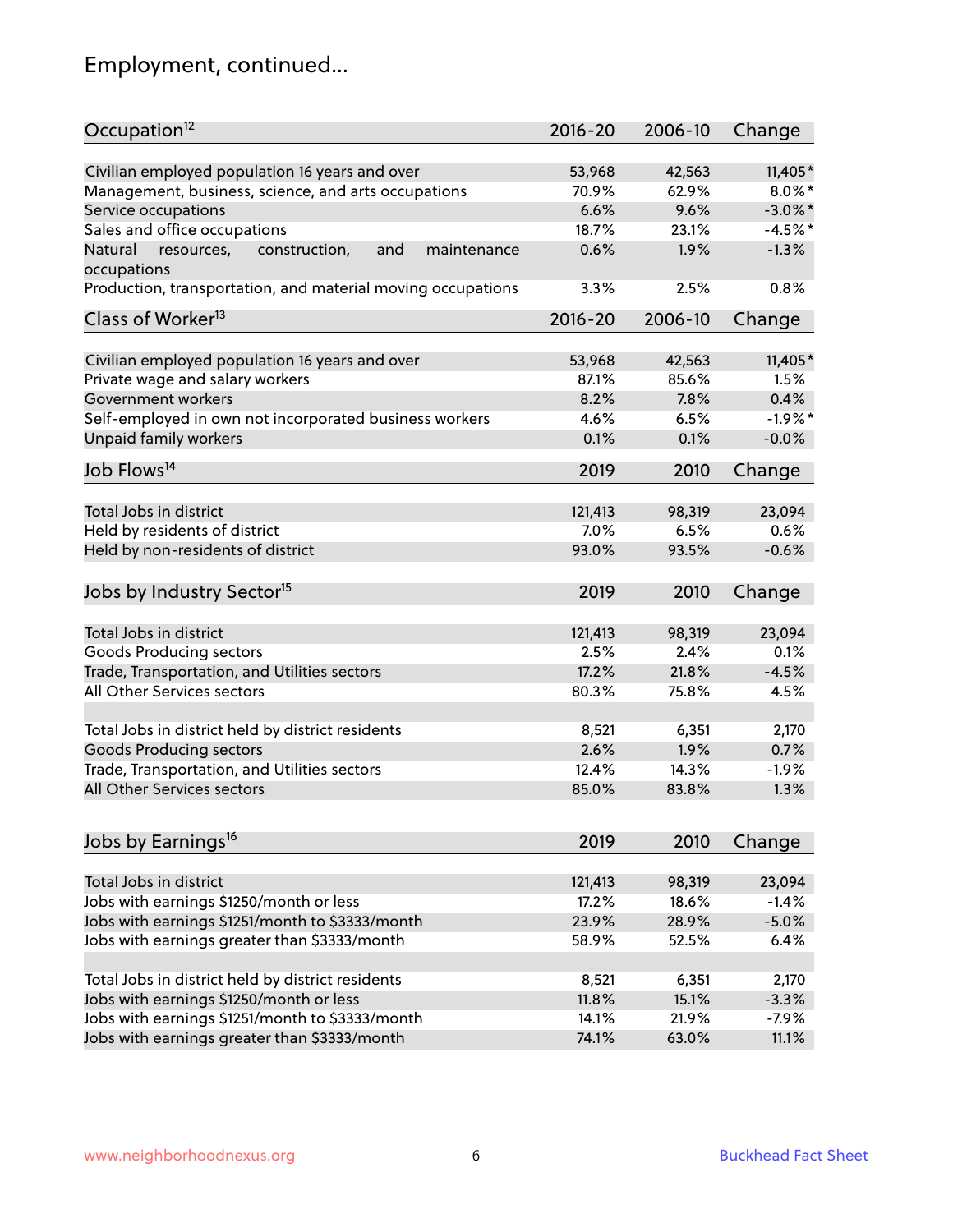# Employment, continued...

| Occupation[12] | 2016-20 | 2006-10 | Change |
|---|---|---|---|
| Civilian employed population 16 years and over | 53,968 | 42,563 | 11,405* |
| Management, business, science, and arts occupations | 70.9% | 62.9% | 8.0%* |
| Service occupations | 6.6% | 9.6% | -3.0%* |
| Sales and office occupations | 18.7% | 23.1% | -4.5%* |
| Natural resources, construction, and maintenance occupations | 0.6% | 1.9% | -1.3% |
| Production, transportation, and material moving occupations | 3.3% | 2.5% | 0.8% |

| Class of Worker[13] | 2016-20 | 2006-10 | Change |
|---|---|---|---|
| Civilian employed population 16 years and over | 53,968 | 42,563 | 11,405* |
| Private wage and salary workers | 87.1% | 85.6% | 1.5% |
| Government workers | 8.2% | 7.8% | 0.4% |
| Self-employed in own not incorporated business workers | 4.6% | 6.5% | -1.9%* |
| Unpaid family workers | 0.1% | 0.1% | -0.0% |

| Job Flows[14] | 2019 | 2010 | Change |
|---|---|---|---|
| Total Jobs in district | 121,413 | 98,319 | 23,094 |
| Held by residents of district | 7.0% | 6.5% | 0.6% |
| Held by non-residents of district | 93.0% | 93.5% | -0.6% |

| Jobs by Industry Sector[15] | 2019 | 2010 | Change |
|---|---|---|---|
| Total Jobs in district | 121,413 | 98,319 | 23,094 |
| Goods Producing sectors | 2.5% | 2.4% | 0.1% |
| Trade, Transportation, and Utilities sectors | 17.2% | 21.8% | -4.5% |
| All Other Services sectors | 80.3% | 75.8% | 4.5% |
| | | | |
| Total Jobs in district held by district residents | 8,521 | 6,351 | 2,170 |
| Goods Producing sectors | 2.6% | 1.9% | 0.7% |
| Trade, Transportation, and Utilities sectors | 12.4% | 14.3% | -1.9% |
| All Other Services sectors | 85.0% | 83.8% | 1.3% |

| Jobs by Earnings[16] | 2019 | 2010 | Change |
|---|---|---|---|
| Total Jobs in district | 121,413 | 98,319 | 23,094 |
| Jobs with earnings $1250/month or less | 17.2% | 18.6% | -1.4% |
| Jobs with earnings $1251/month to $3333/month | 23.9% | 28.9% | -5.0% |
| Jobs with earnings greater than $3333/month | 58.9% | 52.5% | 6.4% |
| | | | |
| Total Jobs in district held by district residents | 8,521 | 6,351 | 2,170 |
| Jobs with earnings $1250/month or less | 11.8% | 15.1% | -3.3% |
| Jobs with earnings $1251/month to $3333/month | 14.1% | 21.9% | -7.9% |
| Jobs with earnings greater than $3333/month | 74.1% | 63.0% | 11.1% |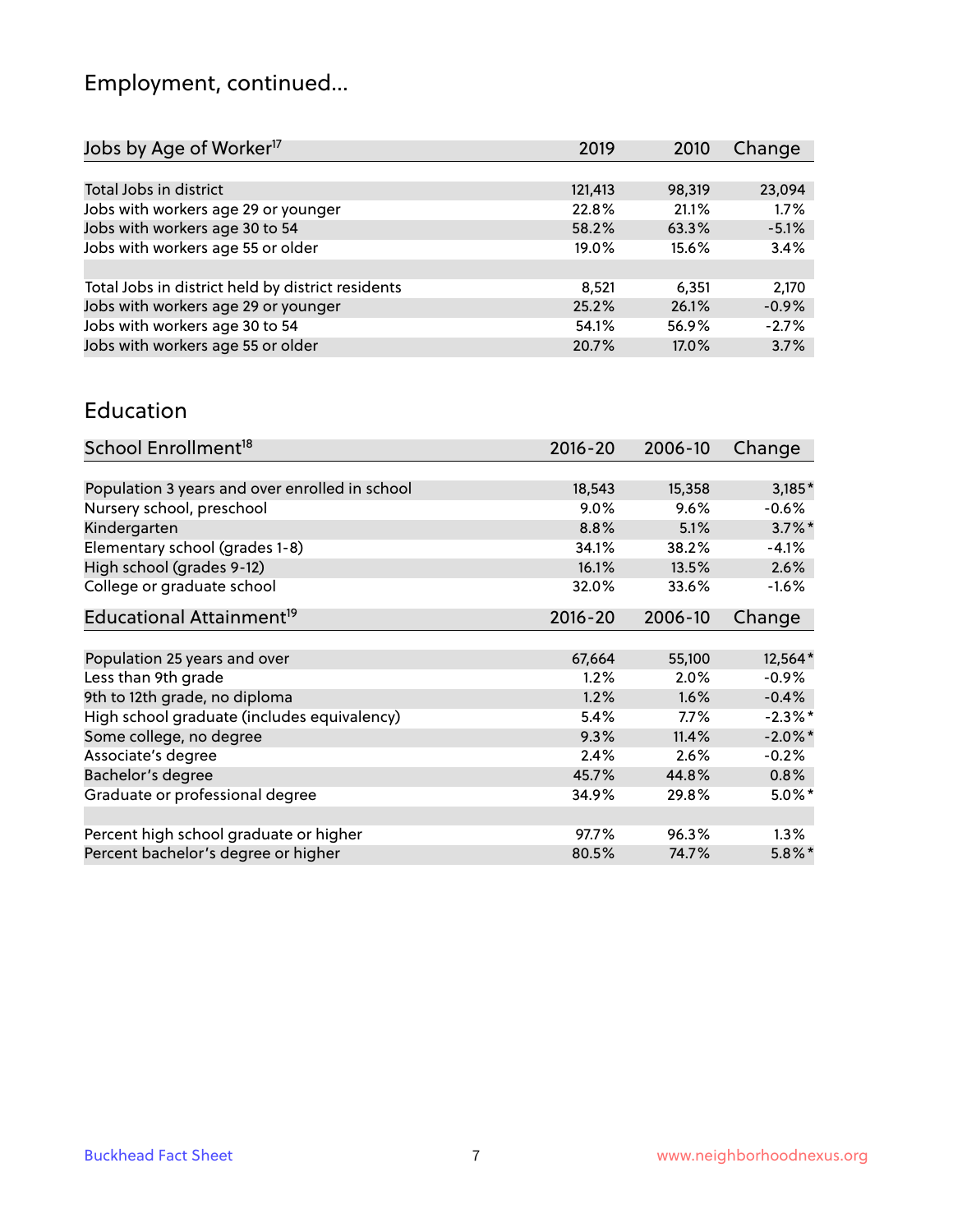# Employment, continued...

| Jobs by Age of Worker[17] | 2019 | 2010 | Change |
|---|---|---|---|
| Total Jobs in district | 121,413 | 98,319 | 23,094 |
| Jobs with workers age 29 or younger | 22.8% | 21.1% | 1.7% |
| Jobs with workers age 30 to 54 | 58.2% | 63.3% | -5.1% |
| Jobs with workers age 55 or older | 19.0% | 15.6% | 3.4% |
| | | | |
| Total Jobs in district held by district residents | 8,521 | 6,351 | 2,170 |
| Jobs with workers age 29 or younger | 25.2% | 26.1% | -0.9% |
| Jobs with workers age 30 to 54 | 54.1% | 56.9% | -2.7% |
| Jobs with workers age 55 or older | 20.7% | 17.0% | 3.7% |

## Education

| School Enrollment[18] | 2016-20 | 2006-10 | Change |
|---|---|---|---|
| Population 3 years and over enrolled in school | 18,543 | 15,358 | 3,185* |
| Nursery school, preschool | 9.0% | 9.6% | -0.6% |
| Kindergarten | 8.8% | 5.1% | 3.7%* |
| Elementary school (grades 1-8) | 34.1% | 38.2% | -4.1% |
| High school (grades 9-12) | 16.1% | 13.5% | 2.6% |
| College or graduate school | 32.0% | 33.6% | -1.6% |

| Educational Attainment[19] | 2016-20 | 2006-10 | Change |
|---|---|---|---|
| Population 25 years and over | 67,664 | 55,100 | 12,564* |
| Less than 9th grade | 1.2% | 2.0% | -0.9% |
| 9th to 12th grade, no diploma | 1.2% | 1.6% | -0.4% |
| High school graduate (includes equivalency) | 5.4% | 7.7% | -2.3%* |
| Some college, no degree | 9.3% | 11.4% | -2.0%* |
| Associate's degree | 2.4% | 2.6% | -0.2% |
| Bachelor's degree | 45.7% | 44.8% | 0.8% |
| Graduate or professional degree | 34.9% | 29.8% | 5.0%* |
| | | | |
| Percent high school graduate or higher | 97.7% | 96.3% | 1.3% |
| Percent bachelor's degree or higher | 80.5% | 74.7% | 5.8%* |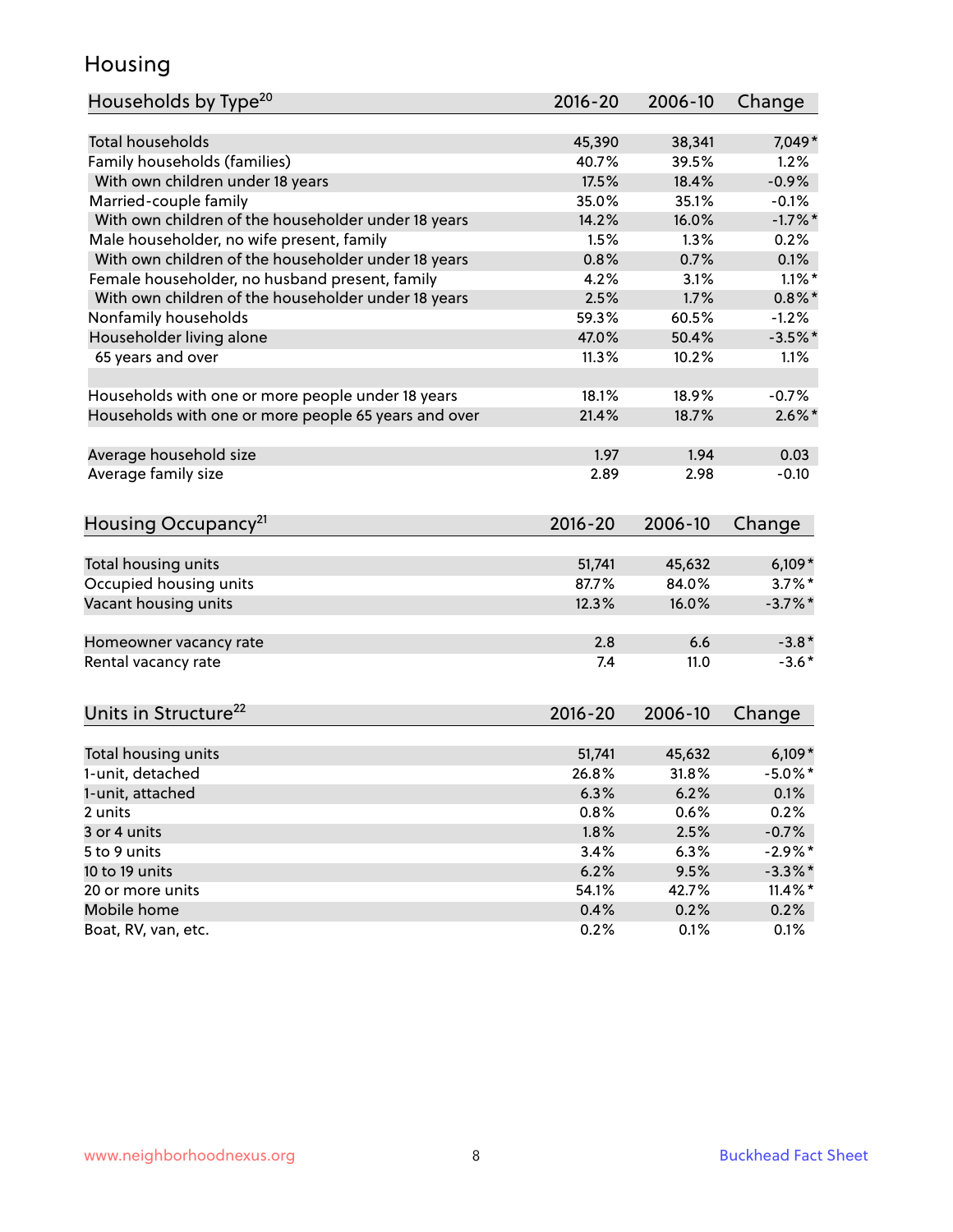# Housing

| Households by Type[20] | 2016-20 | 2006-10 | Change |
|---|---|---|---|
| Total households | 45,390 | 38,341 | 7,049* |
| Family households (families) | 40.7% | 39.5% | 1.2% |
| With own children under 18 years | 17.5% | 18.4% | -0.9% |
| Married-couple family | 35.0% | 35.1% | -0.1% |
| With own children of the householder under 18 years | 14.2% | 16.0% | -1.7%* |
| Male householder, no wife present, family | 1.5% | 1.3% | 0.2% |
| With own children of the householder under 18 years | 0.8% | 0.7% | 0.1% |
| Female householder, no husband present, family | 4.2% | 3.1% | 1.1%* |
| With own children of the householder under 18 years | 2.5% | 1.7% | 0.8%* |
| Nonfamily households | 59.3% | 60.5% | -1.2% |
| Householder living alone | 47.0% | 50.4% | -3.5%* |
| 65 years and over | 11.3% | 10.2% | 1.1% |
| | | | |
| Households with one or more people under 18 years | 18.1% | 18.9% | -0.7% |
| Households with one or more people 65 years and over | 21.4% | 18.7% | 2.6%* |
| | | | |
| Average household size | 1.97 | 1.94 | 0.03 |
| Average family size | 2.89 | 2.98 | -0.10 |

| Housing Occupancy[21] | 2016-20 | 2006-10 | Change |
|---|---|---|---|
| Total housing units | 51,741 | 45,632 | 6,109* |
| Occupied housing units | 87.7% | 84.0% | 3.7%* |
| Vacant housing units | 12.3% | 16.0% | -3.7%* |
| | | | |
| Homeowner vacancy rate | 2.8 | 6.6 | -3.8* |
| Rental vacancy rate | 7.4 | 11.0 | -3.6* |

| Units in Structure[22] | 2016-20 | 2006-10 | Change |
|---|---|---|---|
| Total housing units | 51,741 | 45,632 | 6,109* |
| 1-unit, detached | 26.8% | 31.8% | -5.0%* |
| 1-unit, attached | 6.3% | 6.2% | 0.1% |
| 2 units | 0.8% | 0.6% | 0.2% |
| 3 or 4 units | 1.8% | 2.5% | -0.7% |
| 5 to 9 units | 3.4% | 6.3% | -2.9%* |
| 10 to 19 units | 6.2% | 9.5% | -3.3%* |
| 20 or more units | 54.1% | 42.7% | 11.4%* |
| Mobile home | 0.4% | 0.2% | 0.2% |
| Boat, RV, van, etc. | 0.2% | 0.1% | 0.1% |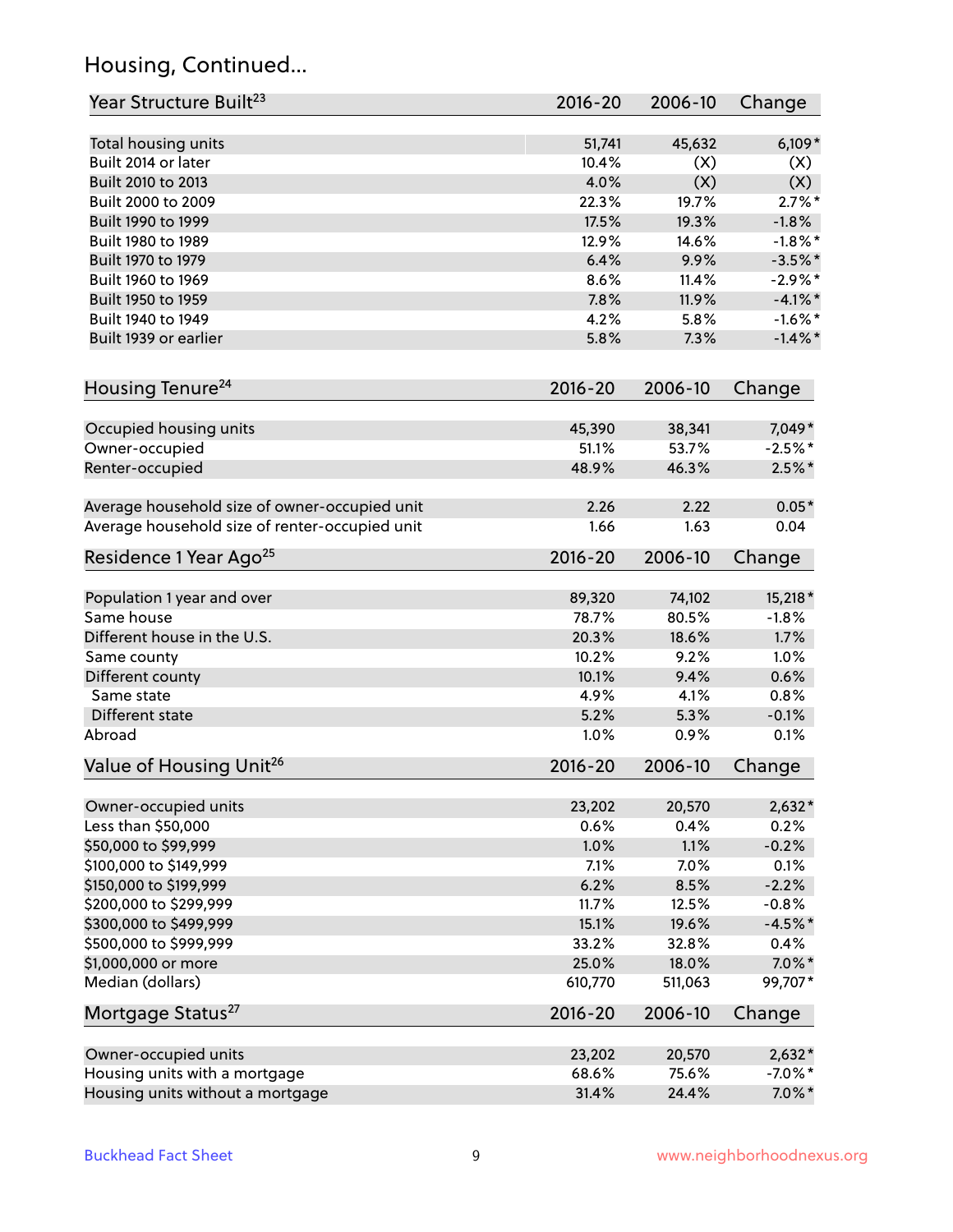## Housing, Continued...

| Year Structure Built[23] | 2016-20 | 2006-10 | Change |
|---|---|---|---|
| Total housing units | 51,741 | 45,632 | 6,109* |
| Built 2014 or later | 10.4% | (X) | (X) |
| Built 2010 to 2013 | 4.0% | (X) | (X) |
| Built 2000 to 2009 | 22.3% | 19.7% | 2.7%* |
| Built 1990 to 1999 | 17.5% | 19.3% | -1.8% |
| Built 1980 to 1989 | 12.9% | 14.6% | -1.8%* |
| Built 1970 to 1979 | 6.4% | 9.9% | -3.5%* |
| Built 1960 to 1969 | 8.6% | 11.4% | -2.9%* |
| Built 1950 to 1959 | 7.8% | 11.9% | -4.1%* |
| Built 1940 to 1949 | 4.2% | 5.8% | -1.6%* |
| Built 1939 or earlier | 5.8% | 7.3% | -1.4%* |

| Housing Tenure[24] | 2016-20 | 2006-10 | Change |
|---|---|---|---|
| Occupied housing units | 45,390 | 38,341 | 7,049* |
| Owner-occupied | 51.1% | 53.7% | -2.5%* |
| Renter-occupied | 48.9% | 46.3% | 2.5%* |
| Average household size of owner-occupied unit | 2.26 | 2.22 | 0.05* |
| Average household size of renter-occupied unit | 1.66 | 1.63 | 0.04 |

| Residence 1 Year Ago[25] | 2016-20 | 2006-10 | Change |
|---|---|---|---|
| Population 1 year and over | 89,320 | 74,102 | 15,218* |
| Same house | 78.7% | 80.5% | -1.8% |
| Different house in the U.S. | 20.3% | 18.6% | 1.7% |
| Same county | 10.2% | 9.2% | 1.0% |
| Different county | 10.1% | 9.4% | 0.6% |
| Same state | 4.9% | 4.1% | 0.8% |
| Different state | 5.2% | 5.3% | -0.1% |
| Abroad | 1.0% | 0.9% | 0.1% |

| Value of Housing Unit[26] | 2016-20 | 2006-10 | Change |
|---|---|---|---|
| Owner-occupied units | 23,202 | 20,570 | 2,632* |
| Less than $50,000 | 0.6% | 0.4% | 0.2% |
| $50,000 to $99,999 | 1.0% | 1.1% | -0.2% |
| $100,000 to $149,999 | 7.1% | 7.0% | 0.1% |
| $150,000 to $199,999 | 6.2% | 8.5% | -2.2% |
| $200,000 to $299,999 | 11.7% | 12.5% | -0.8% |
| $300,000 to $499,999 | 15.1% | 19.6% | -4.5%* |
| $500,000 to $999,999 | 33.2% | 32.8% | 0.4% |
| $1,000,000 or more | 25.0% | 18.0% | 7.0%* |
| Median (dollars) | 610,770 | 511,063 | 99,707* |

| Mortgage Status[27] | 2016-20 | 2006-10 | Change |
|---|---|---|---|
| Owner-occupied units | 23,202 | 20,570 | 2,632* |
| Housing units with a mortgage | 68.6% | 75.6% | -7.0%* |
| Housing units without a mortgage | 31.4% | 24.4% | 7.0%* |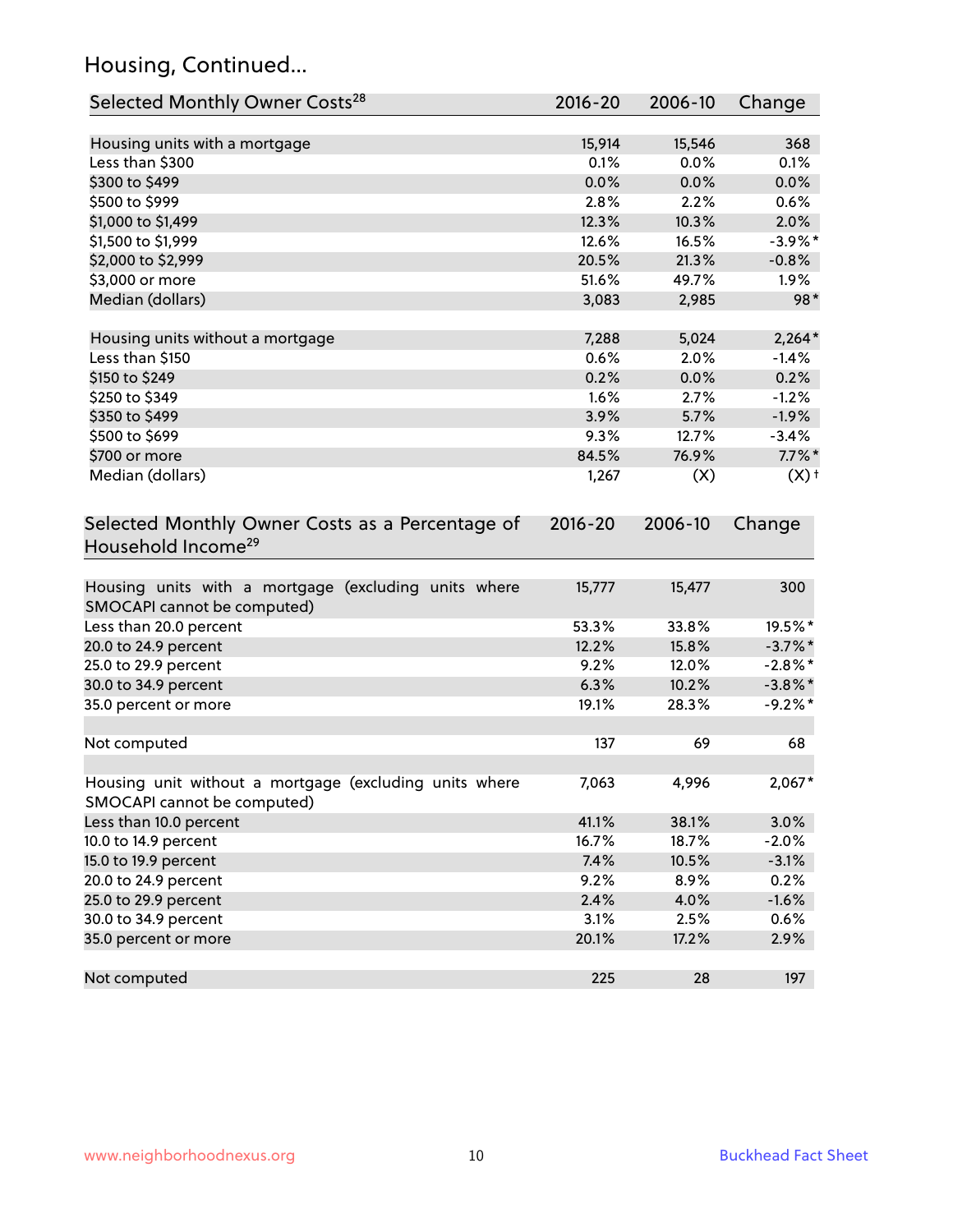## Housing, Continued...

| Selected Monthly Owner Costs[28] | 2016-20 | 2006-10 | Change |
|---|---|---|---|
| Housing units with a mortgage | 15,914 | 15,546 | 368 |
| Less than $300 | 0.1% | 0.0% | 0.1% |
| $300 to $499 | 0.0% | 0.0% | 0.0% |
| $500 to $999 | 2.8% | 2.2% | 0.6% |
| $1,000 to $1,499 | 12.3% | 10.3% | 2.0% |
| $1,500 to $1,999 | 12.6% | 16.5% | -3.9%* |
| $2,000 to $2,999 | 20.5% | 21.3% | -0.8% |
| $3,000 or more | 51.6% | 49.7% | 1.9% |
| Median (dollars) | 3,083 | 2,985 | 98* |
| | | | |
| Housing units without a mortgage | 7,288 | 5,024 | 2,264* |
| Less than $150 | 0.6% | 2.0% | -1.4% |
| $150 to $249 | 0.2% | 0.0% | 0.2% |
| $250 to $349 | 1.6% | 2.7% | -1.2% |
| $350 to $499 | 3.9% | 5.7% | -1.9% |
| $500 to $699 | 9.3% | 12.7% | -3.4% |
| $700 or more | 84.5% | 76.9% | 7.7%* |
| Median (dollars) | 1,267 | (X) | (X)† |

| Selected Monthly Owner Costs as a Percentage of Household Income[29] | 2016-20 | 2006-10 | Change |
|---|---|---|---|
| Housing units with a mortgage (excluding units where SMOCAPI cannot be computed) | 15,777 | 15,477 | 300 |
| Less than 20.0 percent | 53.3% | 33.8% | 19.5%* |
| 20.0 to 24.9 percent | 12.2% | 15.8% | -3.7%* |
| 25.0 to 29.9 percent | 9.2% | 12.0% | -2.8%* |
| 30.0 to 34.9 percent | 6.3% | 10.2% | -3.8%* |
| 35.0 percent or more | 19.1% | 28.3% | -9.2%* |
| | | | |
| Not computed | 137 | 69 | 68 |
| | | | |
| Housing unit without a mortgage (excluding units where SMOCAPI cannot be computed) | 7,063 | 4,996 | 2,067* |
| Less than 10.0 percent | 41.1% | 38.1% | 3.0% |
| 10.0 to 14.9 percent | 16.7% | 18.7% | -2.0% |
| 15.0 to 19.9 percent | 7.4% | 10.5% | -3.1% |
| 20.0 to 24.9 percent | 9.2% | 8.9% | 0.2% |
| 25.0 to 29.9 percent | 2.4% | 4.0% | -1.6% |
| 30.0 to 34.9 percent | 3.1% | 2.5% | 0.6% |
| 35.0 percent or more | 20.1% | 17.2% | 2.9% |
| | | | |
| Not computed | 225 | 28 | 197 |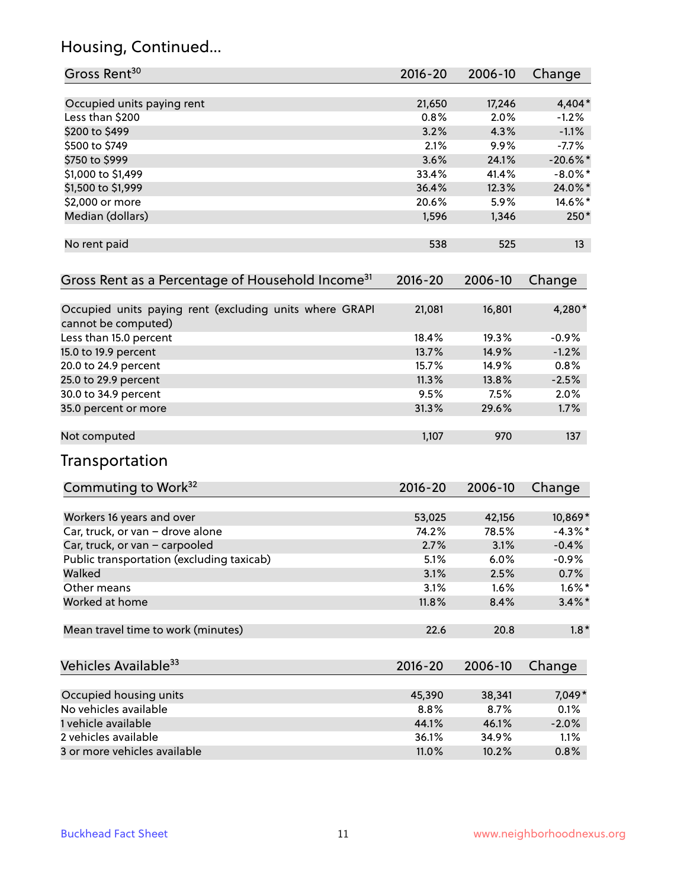## Housing, Continued...

| Gross Rent[30] | 2016-20 | 2006-10 | Change |
|---|---|---|---|
| Occupied units paying rent | 21,650 | 17,246 | 4,404* |
| Less than $200 | 0.8% | 2.0% | -1.2% |
| $200 to $499 | 3.2% | 4.3% | -1.1% |
| $500 to $749 | 2.1% | 9.9% | -7.7% |
| $750 to $999 | 3.6% | 24.1% | -20.6%* |
| $1,000 to $1,499 | 33.4% | 41.4% | -8.0%* |
| $1,500 to $1,999 | 36.4% | 12.3% | 24.0%* |
| $2,000 or more | 20.6% | 5.9% | 14.6%* |
| Median (dollars) | 1,596 | 1,346 | 250* |
| No rent paid | 538 | 525 | 13 |

| Gross Rent as a Percentage of Household Income[31] | 2016-20 | 2006-10 | Change |
|---|---|---|---|
| Occupied units paying rent (excluding units where GRAPI cannot be computed) | 21,081 | 16,801 | 4,280* |
| Less than 15.0 percent | 18.4% | 19.3% | -0.9% |
| 15.0 to 19.9 percent | 13.7% | 14.9% | -1.2% |
| 20.0 to 24.9 percent | 15.7% | 14.9% | 0.8% |
| 25.0 to 29.9 percent | 11.3% | 13.8% | -2.5% |
| 30.0 to 34.9 percent | 9.5% | 7.5% | 2.0% |
| 35.0 percent or more | 31.3% | 29.6% | 1.7% |
| Not computed | 1,107 | 970 | 137 |

## Transportation

| Commuting to Work[32] | 2016-20 | 2006-10 | Change |
|---|---|---|---|
| Workers 16 years and over | 53,025 | 42,156 | 10,869* |
| Car, truck, or van – drove alone | 74.2% | 78.5% | -4.3%* |
| Car, truck, or van – carpooled | 2.7% | 3.1% | -0.4% |
| Public transportation (excluding taxicab) | 5.1% | 6.0% | -0.9% |
| Walked | 3.1% | 2.5% | 0.7% |
| Other means | 3.1% | 1.6% | 1.6%* |
| Worked at home | 11.8% | 8.4% | 3.4%* |
| Mean travel time to work (minutes) | 22.6 | 20.8 | 1.8* |

| Vehicles Available[33] | 2016-20 | 2006-10 | Change |
|---|---|---|---|
| Occupied housing units | 45,390 | 38,341 | 7,049* |
| No vehicles available | 8.8% | 8.7% | 0.1% |
| 1 vehicle available | 44.1% | 46.1% | -2.0% |
| 2 vehicles available | 36.1% | 34.9% | 1.1% |
| 3 or more vehicles available | 11.0% | 10.2% | 0.8% |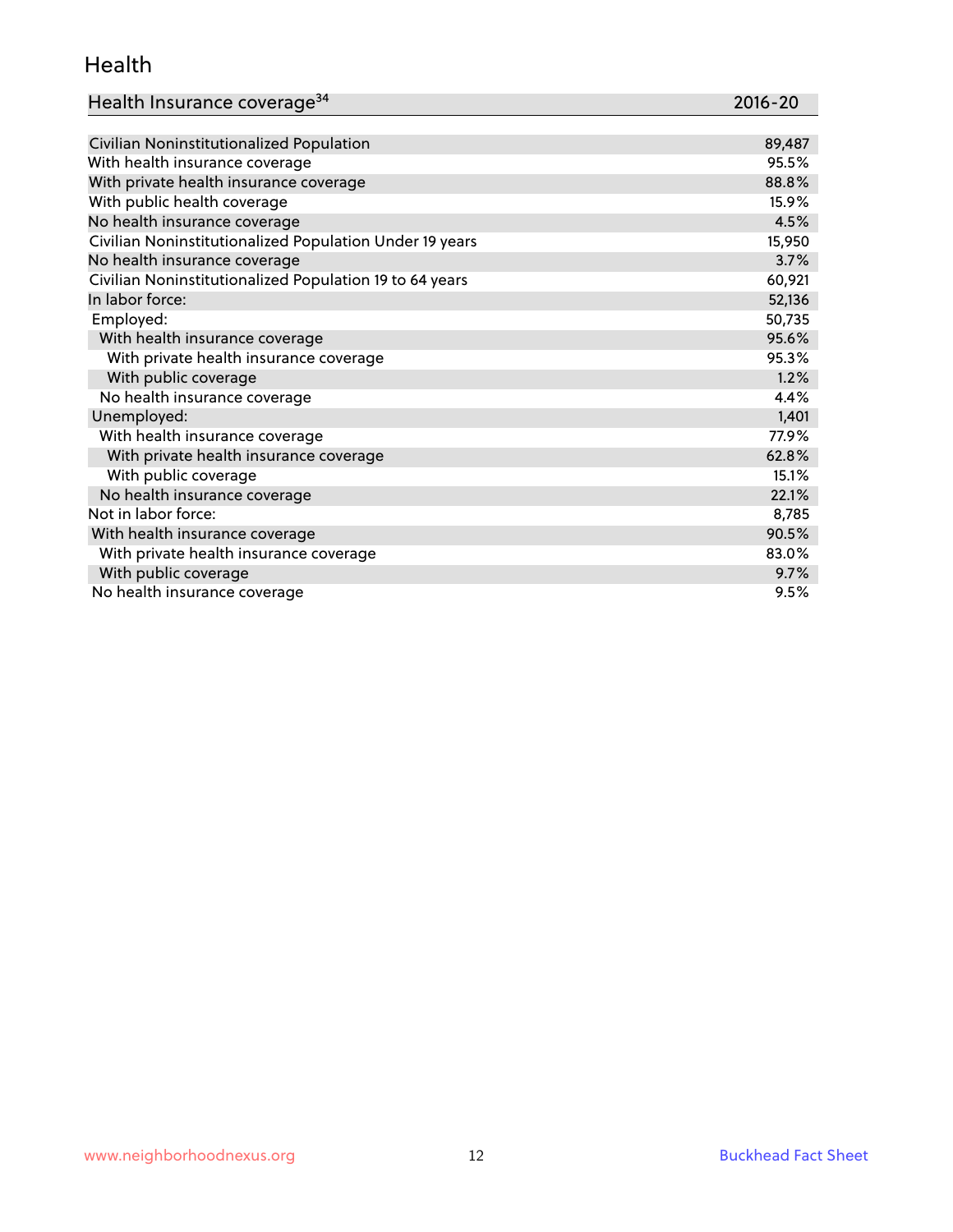# Health

| Health Insurance coverage[34] | 2016-20 |
| --- | --- |
| Civilian Noninstitutionalized Population | 89,487 |
| With health insurance coverage | 95.5% |
| With private health insurance coverage | 88.8% |
| With public health coverage | 15.9% |
| No health insurance coverage | 4.5% |
| Civilian Noninstitutionalized Population Under 19 years | 15,950 |
| No health insurance coverage | 3.7% |
| Civilian Noninstitutionalized Population 19 to 64 years | 60,921 |
| In labor force: | 52,136 |
| Employed: | 50,735 |
| With health insurance coverage | 95.6% |
| With private health insurance coverage | 95.3% |
| With public coverage | 1.2% |
| No health insurance coverage | 4.4% |
| Unemployed: | 1,401 |
| With health insurance coverage | 77.9% |
| With private health insurance coverage | 62.8% |
| With public coverage | 15.1% |
| No health insurance coverage | 22.1% |
| Not in labor force: | 8,785 |
| With health insurance coverage | 90.5% |
| With private health insurance coverage | 83.0% |
| With public coverage | 9.7% |
| No health insurance coverage | 9.5% |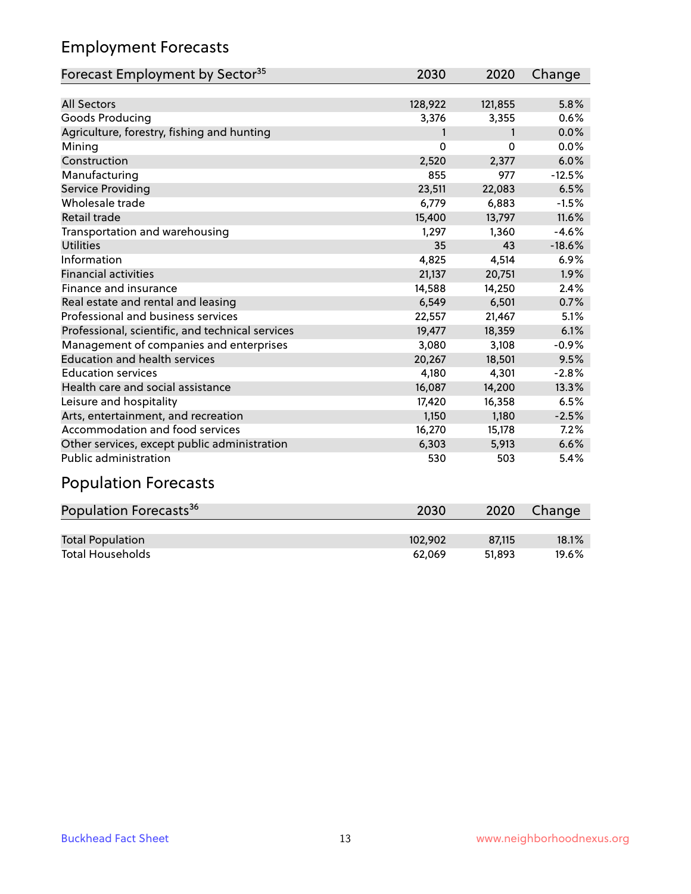## Employment Forecasts

| Forecast Employment by Sector[35] | 2030 | 2020 | Change |
|---|---|---|---|
| All Sectors | 128,922 | 121,855 | 5.8% |
| Goods Producing | 3,376 | 3,355 | 0.6% |
| Agriculture, forestry, fishing and hunting | 1 | 1 | 0.0% |
| Mining | 0 | 0 | 0.0% |
| Construction | 2,520 | 2,377 | 6.0% |
| Manufacturing | 855 | 977 | -12.5% |
| Service Providing | 23,511 | 22,083 | 6.5% |
| Wholesale trade | 6,779 | 6,883 | -1.5% |
| Retail trade | 15,400 | 13,797 | 11.6% |
| Transportation and warehousing | 1,297 | 1,360 | -4.6% |
| Utilities | 35 | 43 | -18.6% |
| Information | 4,825 | 4,514 | 6.9% |
| Financial activities | 21,137 | 20,751 | 1.9% |
| Finance and insurance | 14,588 | 14,250 | 2.4% |
| Real estate and rental and leasing | 6,549 | 6,501 | 0.7% |
| Professional and business services | 22,557 | 21,467 | 5.1% |
| Professional, scientific, and technical services | 19,477 | 18,359 | 6.1% |
| Management of companies and enterprises | 3,080 | 3,108 | -0.9% |
| Education and health services | 20,267 | 18,501 | 9.5% |
| Education services | 4,180 | 4,301 | -2.8% |
| Health care and social assistance | 16,087 | 14,200 | 13.3% |
| Leisure and hospitality | 17,420 | 16,358 | 6.5% |
| Arts, entertainment, and recreation | 1,150 | 1,180 | -2.5% |
| Accommodation and food services | 16,270 | 15,178 | 7.2% |
| Other services, except public administration | 6,303 | 5,913 | 6.6% |
| Public administration | 530 | 503 | 5.4% |

## Population Forecasts

| Population Forecasts[36] | 2030 | 2020 | Change |
|---|---|---|---|
| Total Population | 102,902 | 87,115 | 18.1% |
| Total Households | 62,069 | 51,893 | 19.6% |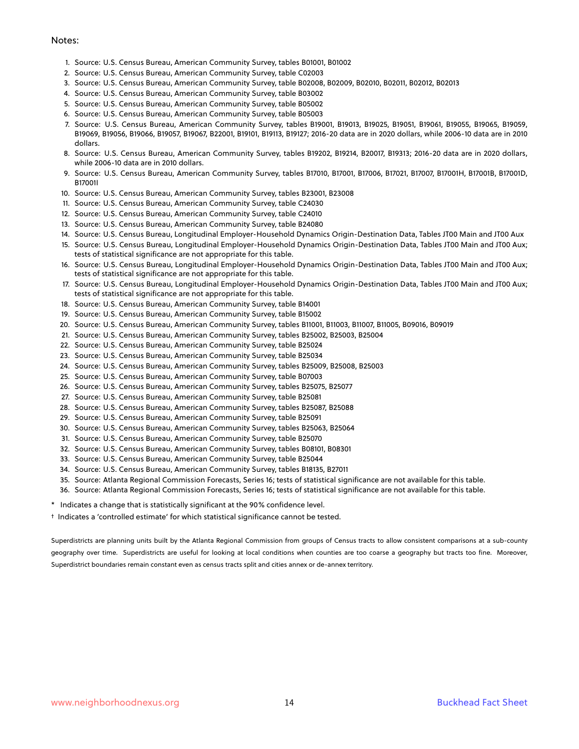Notes:

1. Source: U.S. Census Bureau, American Community Survey, tables B01001, B01002
2. Source: U.S. Census Bureau, American Community Survey, table C02003
3. Source: U.S. Census Bureau, American Community Survey, table B02008, B02009, B02010, B02011, B02012, B02013
4. Source: U.S. Census Bureau, American Community Survey, table B03002
5. Source: U.S. Census Bureau, American Community Survey, table B05002
6. Source: U.S. Census Bureau, American Community Survey, table B05003
7. Source: U.S. Census Bureau, American Community Survey, tables B19001, B19013, B19025, B19051, B19061, B19055, B19065, B19059, B19069, B19056, B19066, B19057, B19067, B22001, B19101, B19113, B19127; 2016-20 data are in 2020 dollars, while 2006-10 data are in 2010 dollars.
8. Source: U.S. Census Bureau, American Community Survey, tables B19202, B19214, B20017, B19313; 2016-20 data are in 2020 dollars, while 2006-10 data are in 2010 dollars.
9. Source: U.S. Census Bureau, American Community Survey, tables B17010, B17001, B17006, B17021, B17007, B17001H, B17001B, B17001D, B17001I
10. Source: U.S. Census Bureau, American Community Survey, tables B23001, B23008
11. Source: U.S. Census Bureau, American Community Survey, table C24030
12. Source: U.S. Census Bureau, American Community Survey, table C24010
13. Source: U.S. Census Bureau, American Community Survey, table B24080
14. Source: U.S. Census Bureau, Longitudinal Employer-Household Dynamics Origin-Destination Data, Tables JT00 Main and JT00 Aux
15. Source: U.S. Census Bureau, Longitudinal Employer-Household Dynamics Origin-Destination Data, Tables JT00 Main and JT00 Aux; tests of statistical significance are not appropriate for this table.
16. Source: U.S. Census Bureau, Longitudinal Employer-Household Dynamics Origin-Destination Data, Tables JT00 Main and JT00 Aux; tests of statistical significance are not appropriate for this table.
17. Source: U.S. Census Bureau, Longitudinal Employer-Household Dynamics Origin-Destination Data, Tables JT00 Main and JT00 Aux; tests of statistical significance are not appropriate for this table.
18. Source: U.S. Census Bureau, American Community Survey, table B14001
19. Source: U.S. Census Bureau, American Community Survey, table B15002
20. Source: U.S. Census Bureau, American Community Survey, tables B11001, B11003, B11007, B11005, B09016, B09019
21. Source: U.S. Census Bureau, American Community Survey, tables B25002, B25003, B25004
22. Source: U.S. Census Bureau, American Community Survey, table B25024
23. Source: U.S. Census Bureau, American Community Survey, table B25034
24. Source: U.S. Census Bureau, American Community Survey, tables B25009, B25008, B25003
25. Source: U.S. Census Bureau, American Community Survey, table B07003
26. Source: U.S. Census Bureau, American Community Survey, tables B25075, B25077
27. Source: U.S. Census Bureau, American Community Survey, table B25081
28. Source: U.S. Census Bureau, American Community Survey, tables B25087, B25088
29. Source: U.S. Census Bureau, American Community Survey, table B25091
30. Source: U.S. Census Bureau, American Community Survey, tables B25063, B25064
31. Source: U.S. Census Bureau, American Community Survey, table B25070
32. Source: U.S. Census Bureau, American Community Survey, tables B08101, B08301
33. Source: U.S. Census Bureau, American Community Survey, table B25044
34. Source: U.S. Census Bureau, American Community Survey, tables B18135, B27011
35. Source: Atlanta Regional Commission Forecasts, Series 16; tests of statistical significance are not available for this table.
36. Source: Atlanta Regional Commission Forecasts, Series 16; tests of statistical significance are not available for this table.

\* Indicates a change that is statistically significant at the 90% confidence level.

† Indicates a 'controlled estimate' for which statistical significance cannot be tested.

Superdistricts are planning units built by the Atlanta Regional Commission from groups of Census tracts to allow consistent comparisons at a sub-county geography over time. Superdistricts are useful for looking at local conditions when counties are too coarse a geography but tracts too fine. Moreover, Superdistrict boundaries remain constant even as census tracts split and cities annex or de-annex territory.